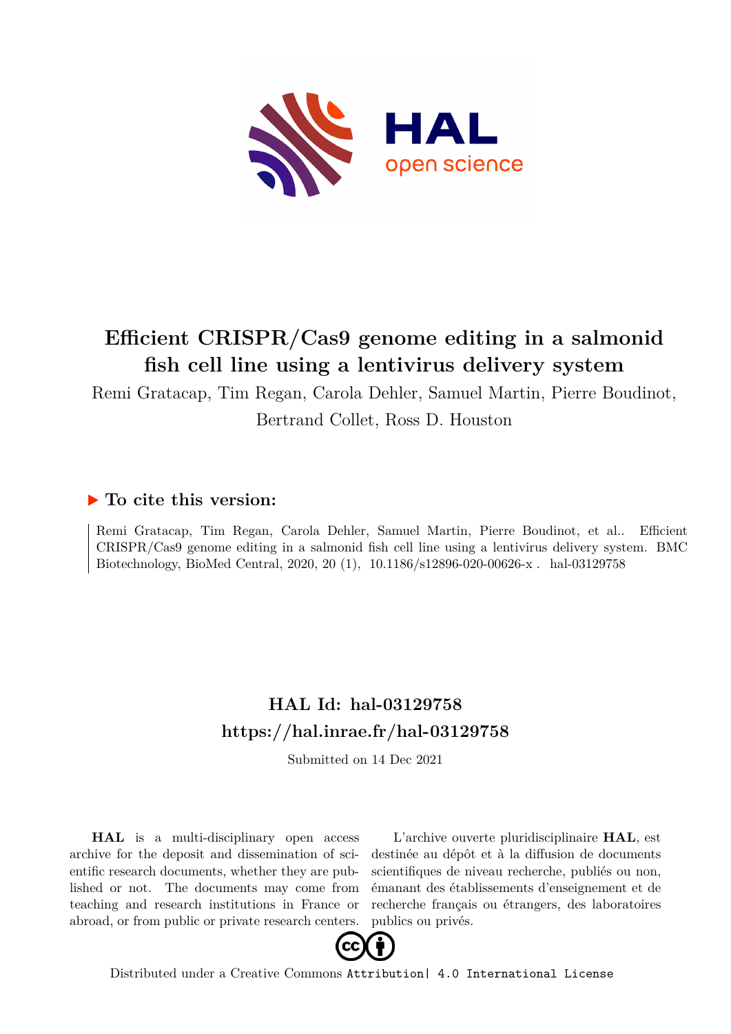# Efficient CRISPR/Cas9 genome editing in a salmonid fish cell line using a lentivirus delivery system

Remi Gratacap, Tim Regan, Carola Dehler, Samuel Martin, Pierre Boudinot, Bertrand Collet, Ross D. Houston

## ▶ To cite this version:

Remi Gratacap, Tim Regan, Carola Dehler, Samuel Martin, Pierre Boudinot, et al.. Efficient CRISPR/Cas9 genome editing in a salmonid fish cell line using a lentivirus delivery system. BMC Biotechnology, BioMed Central, 2020, 20 (1), 10.1186/s12896-020-00626-x . hal-03129758

## HAL Id: hal-03129758
## https://hal.inrae.fr/hal-03129758

Submitted on 14 Dec 2021

**HAL** is a multi-disciplinary open access archive for the deposit and dissemination of scientific research documents, whether they are published or not. The documents may come from teaching and research institutions in France or abroad, or from public or private research centers.

L'archive ouverte pluridisciplinaire **HAL**, est destinée au dépôt et à la diffusion de documents scientifiques de niveau recherche, publiés ou non, émanant des établissements d'enseignement et de recherche français ou étrangers, des laboratoires publics ou privés.

Distributed under a Creative Commons Attribution| 4.0 International License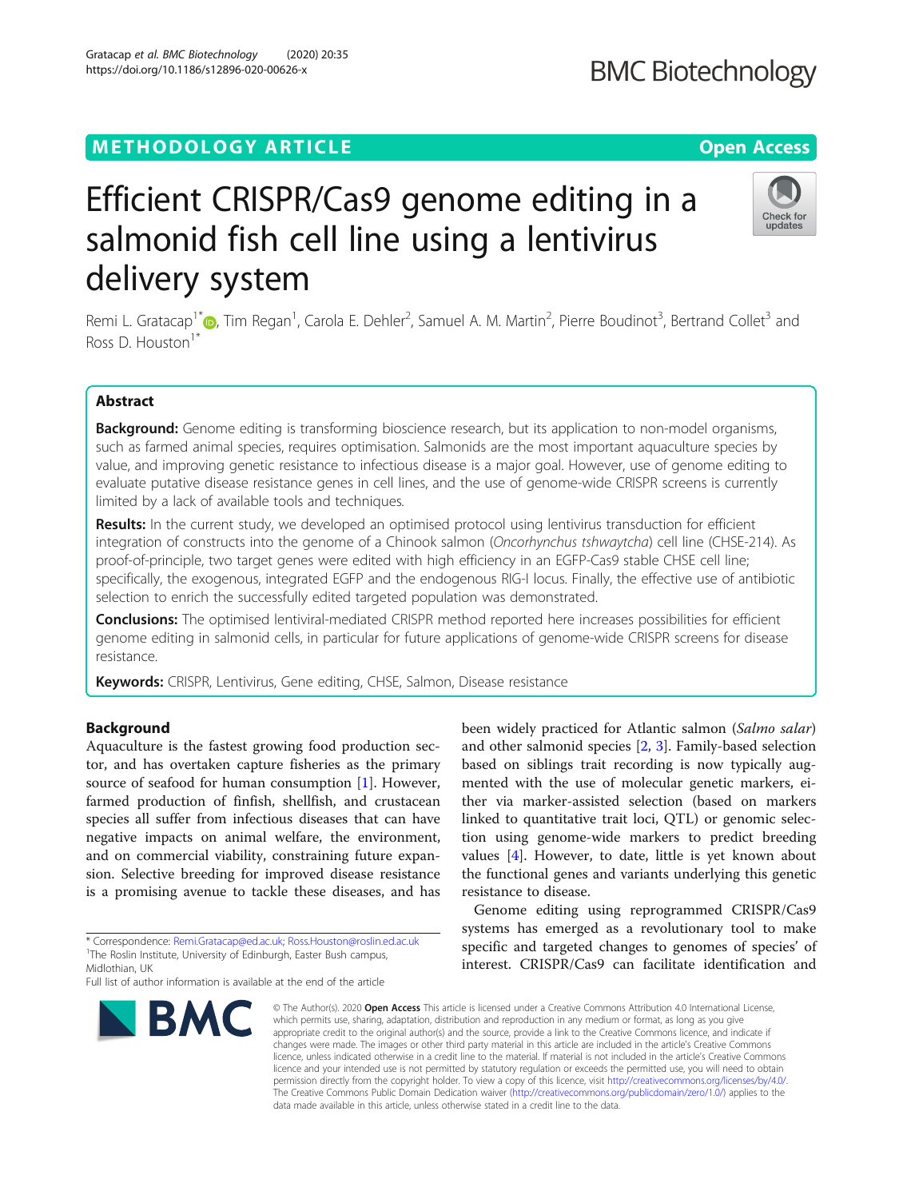# Efficient CRISPR/Cas9 genome editing in a salmonid fish cell line using a lentivirus delivery system

Remi L. Gratacap[1*], Tim Regan[1], Carola E. Dehler[2], Samuel A. M. Martin[2], Pierre Boudinot[3], Bertrand Collet[3] and Ross D. Houston[1*]

## Abstract

**Background:** Genome editing is transforming bioscience research, but its application to non-model organisms, such as farmed animal species, requires optimisation. Salmonids are the most important aquaculture species by value, and improving genetic resistance to infectious disease is a major goal. However, use of genome editing to evaluate putative disease resistance genes in cell lines, and the use of genome-wide CRISPR screens is currently limited by a lack of available tools and techniques.

**Results:** In the current study, we developed an optimised protocol using lentivirus transduction for efficient integration of constructs into the genome of a Chinook salmon (*Oncorhynchus tshwaytcha*) cell line (CHSE-214). As proof-of-principle, two target genes were edited with high efficiency in an EGFP-Cas9 stable CHSE cell line; specifically, the exogenous, integrated EGFP and the endogenous RIG-I locus. Finally, the effective use of antibiotic selection to enrich the successfully edited targeted population was demonstrated.

**Conclusions:** The optimised lentiviral-mediated CRISPR method reported here increases possibilities for efficient genome editing in salmonid cells, in particular for future applications of genome-wide CRISPR screens for disease resistance.

**Keywords:** CRISPR, Lentivirus, Gene editing, CHSE, Salmon, Disease resistance

## Background

Aquaculture is the fastest growing food production sector, and has overtaken capture fisheries as the primary source of seafood for human consumption [1]. However, farmed production of finfish, shellfish, and crustacean species all suffer from infectious diseases that can have negative impacts on animal welfare, the environment, and on commercial viability, constraining future expansion. Selective breeding for improved disease resistance is a promising avenue to tackle these diseases, and has been widely practiced for Atlantic salmon (*Salmo salar*) and other salmonid species [2, 3]. Family-based selection based on siblings trait recording is now typically augmented with the use of molecular genetic markers, either via marker-assisted selection (based on markers linked to quantitative trait loci, QTL) or genomic selection using genome-wide markers to predict breeding values [4]. However, to date, little is yet known about the functional genes and variants underlying this genetic resistance to disease.

Genome editing using reprogrammed CRISPR/Cas9 systems has emerged as a revolutionary tool to make specific and targeted changes to genomes of species' of interest. CRISPR/Cas9 can facilitate identification and

\* Correspondence: Remi.Gratacap@ed.ac.uk; Ross.Houston@roslin.ed.ac.uk
[1]The Roslin Institute, University of Edinburgh, Easter Bush campus, Midlothian, UK
Full list of author information is available at the end of the article

© The Author(s). 2020 **Open Access** This article is licensed under a Creative Commons Attribution 4.0 International License, which permits use, sharing, adaptation, distribution and reproduction in any medium or format, as long as you give appropriate credit to the original author(s) and the source, provide a link to the Creative Commons licence, and indicate if changes were made. The images or other third party material in this article are included in the article's Creative Commons licence, unless indicated otherwise in a credit line to the material. If material is not included in the article's Creative Commons licence and your intended use is not permitted by statutory regulation or exceeds the permitted use, you will need to obtain permission directly from the copyright holder. To view a copy of this licence, visit http://creativecommons.org/licenses/by/4.0/. The Creative Commons Public Domain Dedication waiver (http://creativecommons.org/publicdomain/zero/1.0/) applies to the data made available in this article, unless otherwise stated in a credit line to the data.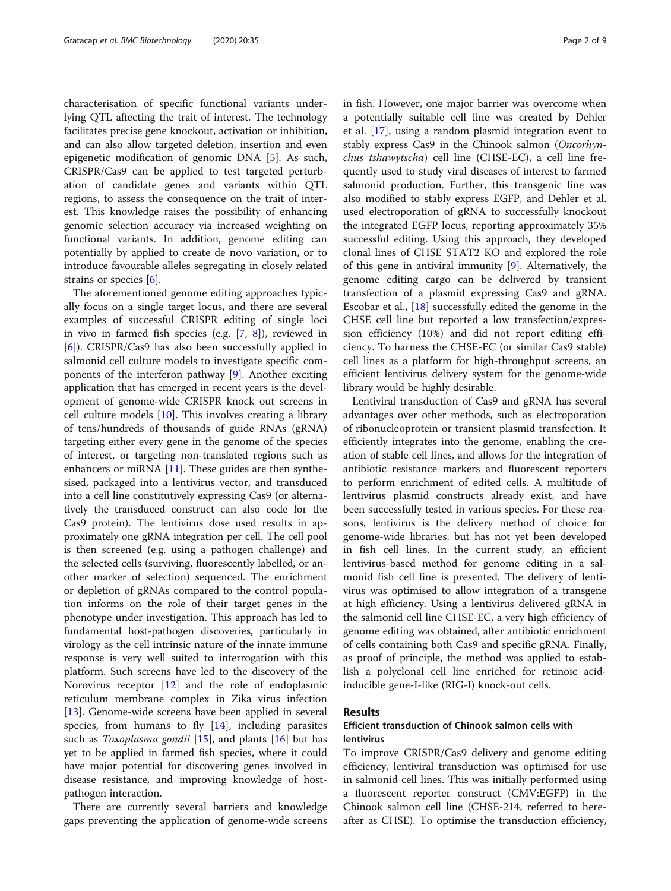characterisation of specific functional variants underlying QTL affecting the trait of interest. The technology facilitates precise gene knockout, activation or inhibition, and can also allow targeted deletion, insertion and even epigenetic modification of genomic DNA [5]. As such, CRISPR/Cas9 can be applied to test targeted perturbation of candidate genes and variants within QTL regions, to assess the consequence on the trait of interest. This knowledge raises the possibility of enhancing genomic selection accuracy via increased weighting on functional variants. In addition, genome editing can potentially by applied to create de novo variation, or to introduce favourable alleles segregating in closely related strains or species [6].

The aforementioned genome editing approaches typically focus on a single target locus, and there are several examples of successful CRISPR editing of single loci in vivo in farmed fish species (e.g. [7, 8]), reviewed in [6]). CRISPR/Cas9 has also been successfully applied in salmonid cell culture models to investigate specific components of the interferon pathway [9]. Another exciting application that has emerged in recent years is the development of genome-wide CRISPR knock out screens in cell culture models [10]. This involves creating a library of tens/hundreds of thousands of guide RNAs (gRNA) targeting either every gene in the genome of the species of interest, or targeting non-translated regions such as enhancers or miRNA [11]. These guides are then synthesised, packaged into a lentivirus vector, and transduced into a cell line constitutively expressing Cas9 (or alternatively the transduced construct can also code for the Cas9 protein). The lentivirus dose used results in approximately one gRNA integration per cell. The cell pool is then screened (e.g. using a pathogen challenge) and the selected cells (surviving, fluorescently labelled, or another marker of selection) sequenced. The enrichment or depletion of gRNAs compared to the control population informs on the role of their target genes in the phenotype under investigation. This approach has led to fundamental host-pathogen discoveries, particularly in virology as the cell intrinsic nature of the innate immune response is very well suited to interrogation with this platform. Such screens have led to the discovery of the Norovirus receptor [12] and the role of endoplasmic reticulum membrane complex in Zika virus infection [13]. Genome-wide screens have been applied in several species, from humans to fly [14], including parasites such as *Toxoplasma gondii* [15], and plants [16] but has yet to be applied in farmed fish species, where it could have major potential for discovering genes involved in disease resistance, and improving knowledge of host-pathogen interaction.

There are currently several barriers and knowledge gaps preventing the application of genome-wide screens in fish. However, one major barrier was overcome when a potentially suitable cell line was created by Dehler et al. [17], using a random plasmid integration event to stably express Cas9 in the Chinook salmon (*Oncorhynchus tshawytscha*) cell line (CHSE-EC), a cell line frequently used to study viral diseases of interest to farmed salmonid production. Further, this transgenic line was also modified to stably express EGFP, and Dehler et al. used electroporation of gRNA to successfully knockout the integrated EGFP locus, reporting approximately 35% successful editing. Using this approach, they developed clonal lines of CHSE STAT2 KO and explored the role of this gene in antiviral immunity [9]. Alternatively, the genome editing cargo can be delivered by transient transfection of a plasmid expressing Cas9 and gRNA. Escobar et al., [18] successfully edited the genome in the CHSE cell line but reported a low transfection/expression efficiency (10%) and did not report editing efficiency. To harness the CHSE-EC (or similar Cas9 stable) cell lines as a platform for high-throughput screens, an efficient lentivirus delivery system for the genome-wide library would be highly desirable.

Lentiviral transduction of Cas9 and gRNA has several advantages over other methods, such as electroporation of ribonucleoprotein or transient plasmid transfection. It efficiently integrates into the genome, enabling the creation of stable cell lines, and allows for the integration of antibiotic resistance markers and fluorescent reporters to perform enrichment of edited cells. A multitude of lentivirus plasmid constructs already exist, and have been successfully tested in various species. For these reasons, lentivirus is the delivery method of choice for genome-wide libraries, but has not yet been developed in fish cell lines. In the current study, an efficient lentivirus-based method for genome editing in a salmonid fish cell line is presented. The delivery of lentivirus was optimised to allow integration of a transgene at high efficiency. Using a lentivirus delivered gRNA in the salmonid cell line CHSE-EC, a very high efficiency of genome editing was obtained, after antibiotic enrichment of cells containing both Cas9 and specific gRNA. Finally, as proof of principle, the method was applied to establish a polyclonal cell line enriched for retinoic acid-inducible gene-I-like (RIG-I) knock-out cells.

## Results

### Efficient transduction of Chinook salmon cells with lentivirus

To improve CRISPR/Cas9 delivery and genome editing efficiency, lentiviral transduction was optimised for use in salmonid cell lines. This was initially performed using a fluorescent reporter construct (CMV:EGFP) in the Chinook salmon cell line (CHSE-214, referred to hereafter as CHSE). To optimise the transduction efficiency,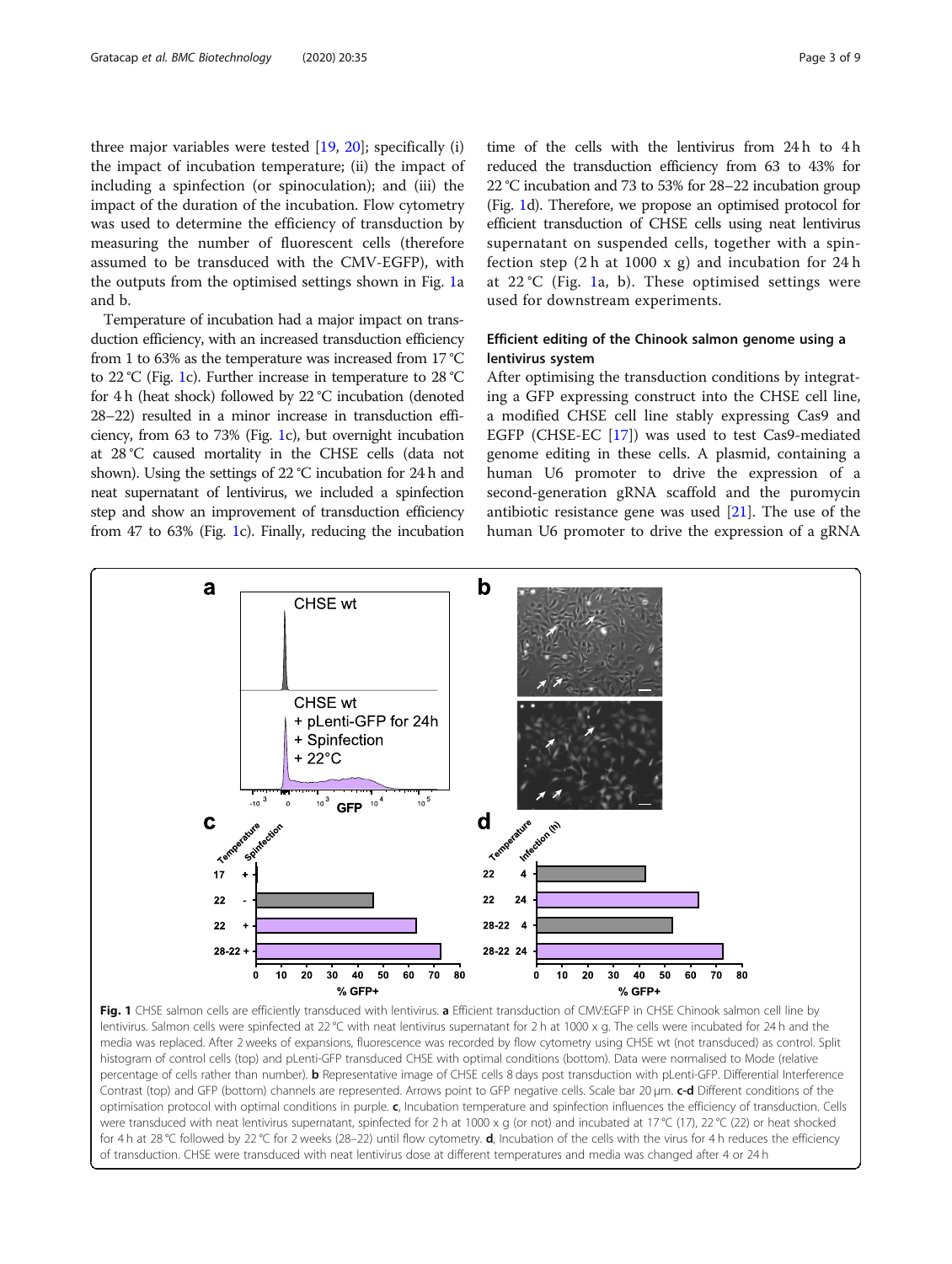three major variables were tested [19, 20]; specifically (i) the impact of incubation temperature; (ii) the impact of including a spinfection (or spinoculation); and (iii) the impact of the duration of the incubation. Flow cytometry was used to determine the efficiency of transduction by measuring the number of fluorescent cells (therefore assumed to be transduced with the CMV-EGFP), with the outputs from the optimised settings shown in Fig. 1a and b.

Temperature of incubation had a major impact on transduction efficiency, with an increased transduction efficiency from 1 to 63% as the temperature was increased from 17 °C to 22 °C (Fig. 1c). Further increase in temperature to 28 °C for 4 h (heat shock) followed by 22 °C incubation (denoted 28–22) resulted in a minor increase in transduction efficiency, from 63 to 73% (Fig. 1c), but overnight incubation at 28 °C caused mortality in the CHSE cells (data not shown). Using the settings of 22 °C incubation for 24 h and neat supernatant of lentivirus, we included a spinfection step and show an improvement of transduction efficiency from 47 to 63% (Fig. 1c). Finally, reducing the incubation time of the cells with the lentivirus from 24 h to 4 h reduced the transduction efficiency from 63 to 43% for 22 °C incubation and 73 to 53% for 28–22 incubation group (Fig. 1d). Therefore, we propose an optimised protocol for efficient transduction of CHSE cells using neat lentivirus supernatant on suspended cells, together with a spinfection step (2 h at 1000 x g) and incubation for 24 h at 22 °C (Fig. 1a, b). These optimised settings were used for downstream experiments.

## Efficient editing of the Chinook salmon genome using a lentivirus system

After optimising the transduction conditions by integrating a GFP expressing construct into the CHSE cell line, a modified CHSE cell line stably expressing Cas9 and EGFP (CHSE-EC [17]) was used to test Cas9-mediated genome editing in these cells. A plasmid, containing a human U6 promoter to drive the expression of a second-generation gRNA scaffold and the puromycin antibiotic resistance gene was used [21]. The use of the human U6 promoter to drive the expression of a gRNA

**Fig. 1** CHSE salmon cells are efficiently transduced with lentivirus. **a** Efficient transduction of CMV:EGFP in CHSE Chinook salmon cell line by lentivirus. Salmon cells were spinfected at 22 °C with neat lentivirus supernatant for 2 h at 1000 x g. The cells were incubated for 24 h and the media was replaced. After 2 weeks of expansions, fluorescence was recorded by flow cytometry using CHSE wt (not transduced) as control. Split histogram of control cells (top) and pLenti-GFP transduced CHSE with optimal conditions (bottom). Data were normalised to Mode (relative percentage of cells rather than number). **b** Representative image of CHSE cells 8 days post transduction with pLenti-GFP. Differential Interference Contrast (top) and GFP (bottom) channels are represented. Arrows point to GFP negative cells. Scale bar 20 μm. **c-d** Different conditions of the optimisation protocol with optimal conditions in purple. **c**, Incubation temperature and spinfection influences the efficiency of transduction. Cells were transduced with neat lentivirus supernatant, spinfected for 2 h at 1000 x g (or not) and incubated at 17 °C (17), 22 °C (22) or heat shocked for 4 h at 28 °C followed by 22 °C for 2 weeks (28–22) until flow cytometry. **d**, Incubation of the cells with the virus for 4 h reduces the efficiency of transduction. CHSE were transduced with neat lentivirus dose at different temperatures and media was changed after 4 or 24 h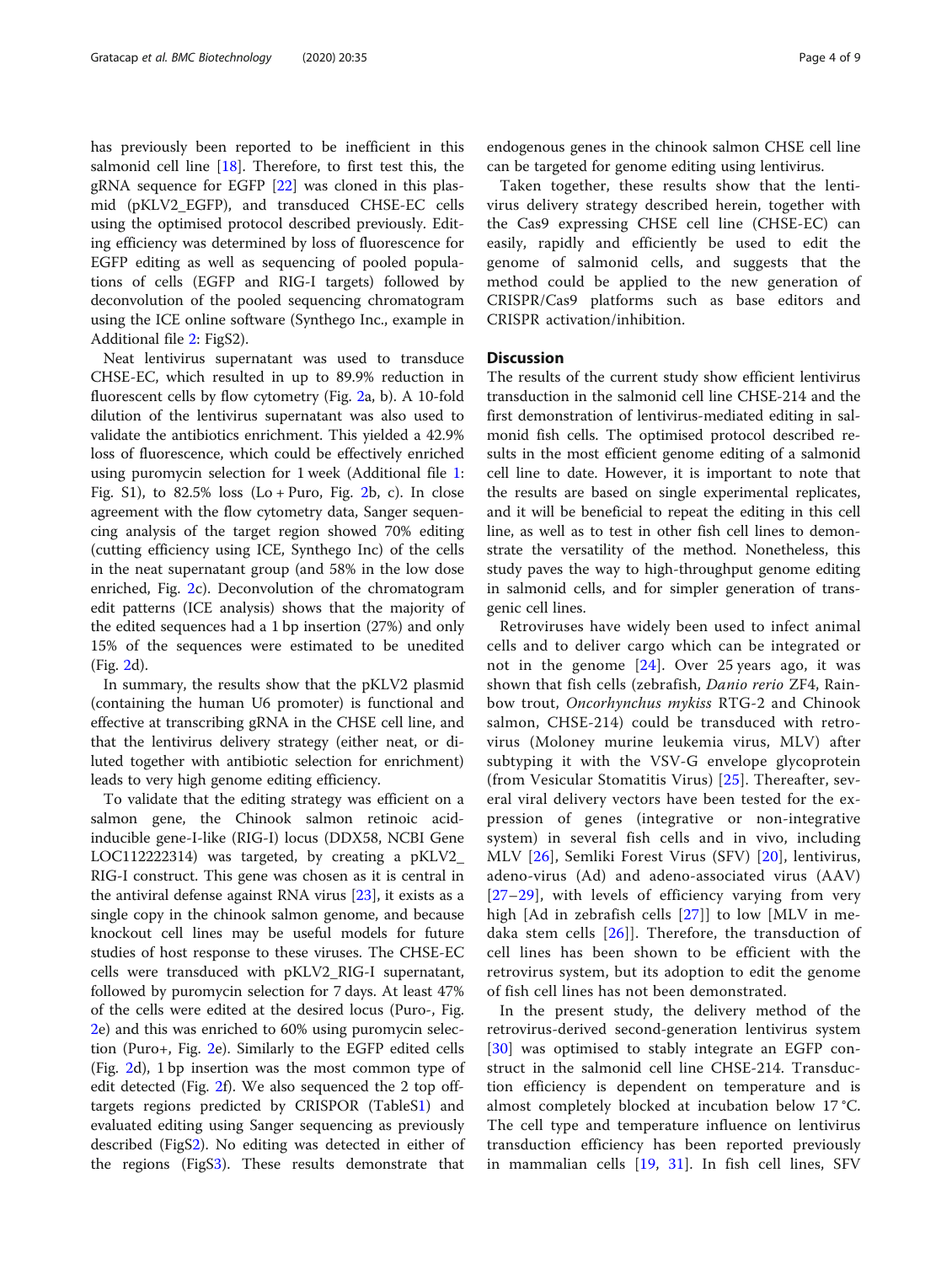has previously been reported to be inefficient in this salmonid cell line [18]. Therefore, to first test this, the gRNA sequence for EGFP [22] was cloned in this plasmid (pKLV2_EGFP), and transduced CHSE-EC cells using the optimised protocol described previously. Editing efficiency was determined by loss of fluorescence for EGFP editing as well as sequencing of pooled populations of cells (EGFP and RIG-I targets) followed by deconvolution of the pooled sequencing chromatogram using the ICE online software (Synthego Inc., example in Additional file 2: FigS2).

Neat lentivirus supernatant was used to transduce CHSE-EC, which resulted in up to 89.9% reduction in fluorescent cells by flow cytometry (Fig. 2a, b). A 10-fold dilution of the lentivirus supernatant was also used to validate the antibiotics enrichment. This yielded a 42.9% loss of fluorescence, which could be effectively enriched using puromycin selection for 1 week (Additional file 1: Fig. S1), to 82.5% loss (Lo + Puro, Fig. 2b, c). In close agreement with the flow cytometry data, Sanger sequencing analysis of the target region showed 70% editing (cutting efficiency using ICE, Synthego Inc) of the cells in the neat supernatant group (and 58% in the low dose enriched, Fig. 2c). Deconvolution of the chromatogram edit patterns (ICE analysis) shows that the majority of the edited sequences had a 1 bp insertion (27%) and only 15% of the sequences were estimated to be unedited (Fig. 2d).

In summary, the results show that the pKLV2 plasmid (containing the human U6 promoter) is functional and effective at transcribing gRNA in the CHSE cell line, and that the lentivirus delivery strategy (either neat, or diluted together with antibiotic selection for enrichment) leads to very high genome editing efficiency.

To validate that the editing strategy was efficient on a salmon gene, the Chinook salmon retinoic acid-inducible gene-I-like (RIG-I) locus (DDX58, NCBI Gene LOC112222314) was targeted, by creating a pKLV2_RIG-I construct. This gene was chosen as it is central in the antiviral defense against RNA virus [23], it exists as a single copy in the chinook salmon genome, and because knockout cell lines may be useful models for future studies of host response to these viruses. The CHSE-EC cells were transduced with pKLV2_RIG-I supernatant, followed by puromycin selection for 7 days. At least 47% of the cells were edited at the desired locus (Puro-, Fig. 2e) and this was enriched to 60% using puromycin selection (Puro+, Fig. 2e). Similarly to the EGFP edited cells (Fig. 2d), 1 bp insertion was the most common type of edit detected (Fig. 2f). We also sequenced the 2 top off-targets regions predicted by CRISPOR (TableS1) and evaluated editing using Sanger sequencing as previously described (FigS2). No editing was detected in either of the regions (FigS3). These results demonstrate that endogenous genes in the chinook salmon CHSE cell line can be targeted for genome editing using lentivirus.

Taken together, these results show that the lentivirus delivery strategy described herein, together with the Cas9 expressing CHSE cell line (CHSE-EC) can easily, rapidly and efficiently be used to edit the genome of salmonid cells, and suggests that the method could be applied to the new generation of CRISPR/Cas9 platforms such as base editors and CRISPR activation/inhibition.

## Discussion

The results of the current study show efficient lentivirus transduction in the salmonid cell line CHSE-214 and the first demonstration of lentivirus-mediated editing in salmonid fish cells. The optimised protocol described results in the most efficient genome editing of a salmonid cell line to date. However, it is important to note that the results are based on single experimental replicates, and it will be beneficial to repeat the editing in this cell line, as well as to test in other fish cell lines to demonstrate the versatility of the method. Nonetheless, this study paves the way to high-throughput genome editing in salmonid cells, and for simpler generation of transgenic cell lines.

Retroviruses have widely been used to infect animal cells and to deliver cargo which can be integrated or not in the genome [24]. Over 25 years ago, it was shown that fish cells (zebrafish, *Danio rerio* ZF4, Rainbow trout, *Oncorhynchus mykiss* RTG-2 and Chinook salmon, CHSE-214) could be transduced with retrovirus (Moloney murine leukemia virus, MLV) after subtyping it with the VSV-G envelope glycoprotein (from Vesicular Stomatitis Virus) [25]. Thereafter, several viral delivery vectors have been tested for the expression of genes (integrative or non-integrative system) in several fish cells and in vivo, including MLV [26], Semliki Forest Virus (SFV) [20], lentivirus, adeno-virus (Ad) and adeno-associated virus (AAV) [27–29], with levels of efficiency varying from very high [Ad in zebrafish cells [27]] to low [MLV in medaka stem cells [26]]. Therefore, the transduction of cell lines has been shown to be efficient with the retrovirus system, but its adoption to edit the genome of fish cell lines has not been demonstrated.

In the present study, the delivery method of the retrovirus-derived second-generation lentivirus system [30] was optimised to stably integrate an EGFP construct in the salmonid cell line CHSE-214. Transduction efficiency is dependent on temperature and is almost completely blocked at incubation below 17 °C. The cell type and temperature influence on lentivirus transduction efficiency has been reported previously in mammalian cells [19, 31]. In fish cell lines, SFV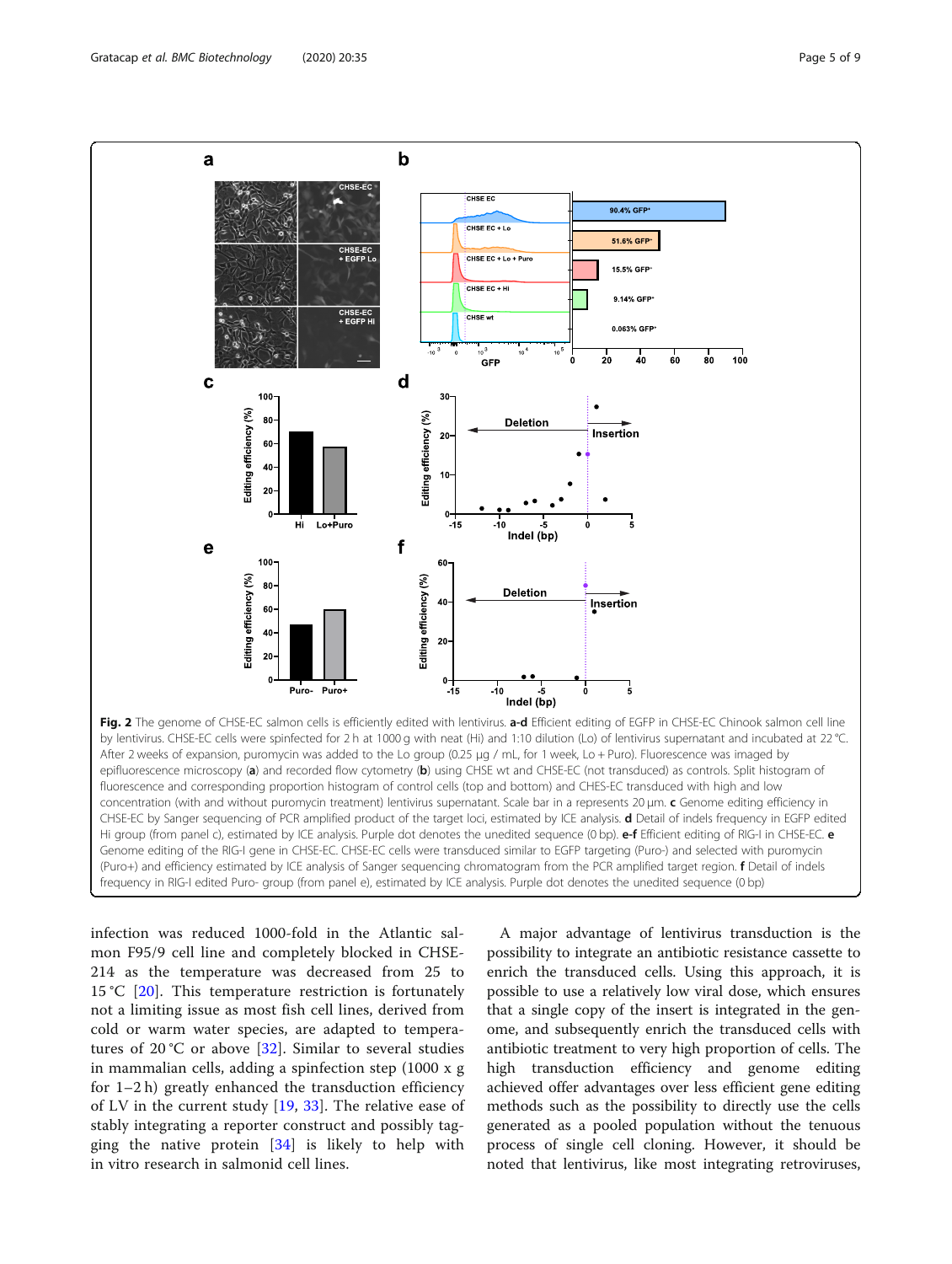**Fig. 2** The genome of CHSE-EC salmon cells is efficiently edited with lentivirus. **a-d** Efficient editing of EGFP in CHSE-EC Chinook salmon cell line by lentivirus. CHSE-EC cells were spinfected for 2 h at 1000 g with neat (Hi) and 1:10 dilution (Lo) of lentivirus supernatant and incubated at 22 °C. After 2 weeks of expansion, puromycin was added to the Lo group (0.25 μg / mL, for 1 week, Lo + Puro). Fluorescence was imaged by epifluorescence microscopy (**a**) and recorded flow cytometry (**b**) using CHSE wt and CHSE-EC (not transduced) as controls. Split histogram of fluorescence and corresponding proportion histogram of control cells (top and bottom) and CHES-EC transduced with high and low concentration (with and without puromycin treatment) lentivirus supernatant. Scale bar in a represents 20 μm. **c** Genome editing efficiency in CHSE-EC by Sanger sequencing of PCR amplified product of the target loci, estimated by ICE analysis. **d** Detail of indels frequency in EGFP edited Hi group (from panel c), estimated by ICE analysis. Purple dot denotes the unedited sequence (0 bp). **e-f** Efficient editing of RIG-I in CHSE-EC. **e** Genome editing of the RIG-I gene in CHSE-EC. CHSE-EC cells were transduced similar to EGFP targeting (Puro-) and selected with puromycin (Puro+) and efficiency estimated by ICE analysis of Sanger sequencing chromatogram from the PCR amplified target region. **f** Detail of indels frequency in RIG-I edited Puro- group (from panel e), estimated by ICE analysis. Purple dot denotes the unedited sequence (0 bp)

infection was reduced 1000-fold in the Atlantic salmon F95/9 cell line and completely blocked in CHSE-214 as the temperature was decreased from 25 to 15 °C [20]. This temperature restriction is fortunately not a limiting issue as most fish cell lines, derived from cold or warm water species, are adapted to temperatures of 20 °C or above [32]. Similar to several studies in mammalian cells, adding a spinfection step (1000 x g for 1–2 h) greatly enhanced the transduction efficiency of LV in the current study [19, 33]. The relative ease of stably integrating a reporter construct and possibly tagging the native protein [34] is likely to help with in vitro research in salmonid cell lines.

A major advantage of lentivirus transduction is the possibility to integrate an antibiotic resistance cassette to enrich the transduced cells. Using this approach, it is possible to use a relatively low viral dose, which ensures that a single copy of the insert is integrated in the genome, and subsequently enrich the transduced cells with antibiotic treatment to very high proportion of cells. The high transduction efficiency and genome editing achieved offer advantages over less efficient gene editing methods such as the possibility to directly use the cells generated as a pooled population without the tenuous process of single cell cloning. However, it should be noted that lentivirus, like most integrating retroviruses,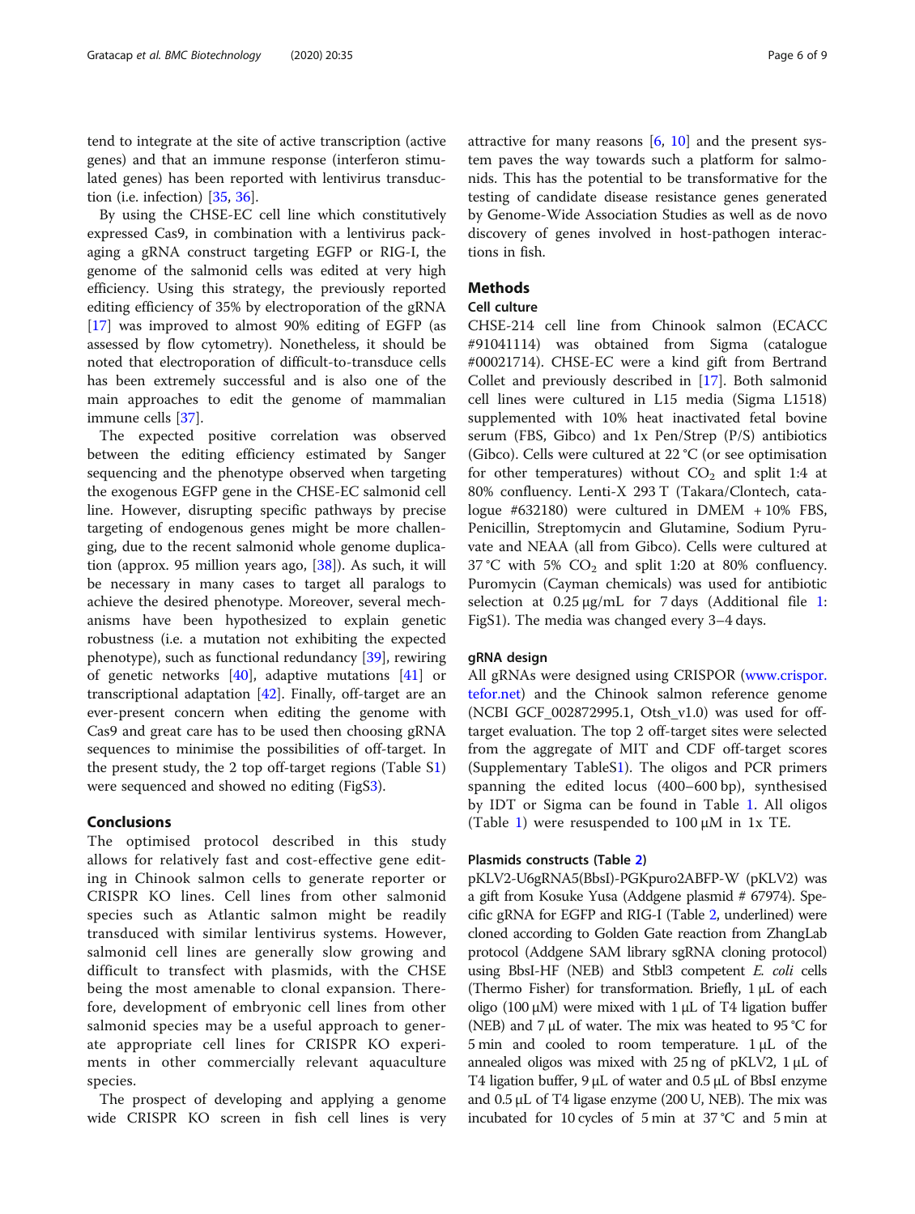tend to integrate at the site of active transcription (active genes) and that an immune response (interferon stimulated genes) has been reported with lentivirus transduction (i.e. infection) [35, 36].

By using the CHSE-EC cell line which constitutively expressed Cas9, in combination with a lentivirus packaging a gRNA construct targeting EGFP or RIG-I, the genome of the salmonid cells was edited at very high efficiency. Using this strategy, the previously reported editing efficiency of 35% by electroporation of the gRNA [17] was improved to almost 90% editing of EGFP (as assessed by flow cytometry). Nonetheless, it should be noted that electroporation of difficult-to-transduce cells has been extremely successful and is also one of the main approaches to edit the genome of mammalian immune cells [37].

The expected positive correlation was observed between the editing efficiency estimated by Sanger sequencing and the phenotype observed when targeting the exogenous EGFP gene in the CHSE-EC salmonid cell line. However, disrupting specific pathways by precise targeting of endogenous genes might be more challenging, due to the recent salmonid whole genome duplication (approx. 95 million years ago, [38]). As such, it will be necessary in many cases to target all paralogs to achieve the desired phenotype. Moreover, several mechanisms have been hypothesized to explain genetic robustness (i.e. a mutation not exhibiting the expected phenotype), such as functional redundancy [39], rewiring of genetic networks [40], adaptive mutations [41] or transcriptional adaptation [42]. Finally, off-target are an ever-present concern when editing the genome with Cas9 and great care has to be used then choosing gRNA sequences to minimise the possibilities of off-target. In the present study, the 2 top off-target regions (Table S1) were sequenced and showed no editing (FigS3).

## Conclusions

The optimised protocol described in this study allows for relatively fast and cost-effective gene editing in Chinook salmon cells to generate reporter or CRISPR KO lines. Cell lines from other salmonid species such as Atlantic salmon might be readily transduced with similar lentivirus systems. However, salmonid cell lines are generally slow growing and difficult to transfect with plasmids, with the CHSE being the most amenable to clonal expansion. Therefore, development of embryonic cell lines from other salmonid species may be a useful approach to generate appropriate cell lines for CRISPR KO experiments in other commercially relevant aquaculture species.

The prospect of developing and applying a genome wide CRISPR KO screen in fish cell lines is very attractive for many reasons [6, 10] and the present system paves the way towards such a platform for salmonids. This has the potential to be transformative for the testing of candidate disease resistance genes generated by Genome-Wide Association Studies as well as de novo discovery of genes involved in host-pathogen interactions in fish.

## Methods

### Cell culture

CHSE-214 cell line from Chinook salmon (ECACC #91041114) was obtained from Sigma (catalogue #00021714). CHSE-EC were a kind gift from Bertrand Collet and previously described in [17]. Both salmonid cell lines were cultured in L15 media (Sigma L1518) supplemented with 10% heat inactivated fetal bovine serum (FBS, Gibco) and 1x Pen/Strep (P/S) antibiotics (Gibco). Cells were cultured at 22 °C (or see optimisation for other temperatures) without $CO_2$ and split 1:4 at 80% confluency. Lenti-X 293 T (Takara/Clontech, catalogue #632180) were cultured in DMEM + 10% FBS, Penicillin, Streptomycin and Glutamine, Sodium Pyruvate and NEAA (all from Gibco). Cells were cultured at 37 °C with 5% $CO_2$ and split 1:20 at 80% confluency. Puromycin (Cayman chemicals) was used for antibiotic selection at 0.25 μg/mL for 7 days (Additional file 1: FigS1). The media was changed every 3–4 days.

### gRNA design

All gRNAs were designed using CRISPOR (www.crispor.tefor.net) and the Chinook salmon reference genome (NCBI GCF_002872995.1, Otsh_v1.0) was used for off-target evaluation. The top 2 off-target sites were selected from the aggregate of MIT and CDF off-target scores (Supplementary TableS1). The oligos and PCR primers spanning the edited locus (400–600 bp), synthesised by IDT or Sigma can be found in Table 1. All oligos (Table 1) were resuspended to 100 μM in 1x TE.

### Plasmids constructs (Table 2)

pKLV2-U6gRNA5(BbsI)-PGKpuro2ABFP-W (pKLV2) was a gift from Kosuke Yusa (Addgene plasmid # 67974). Specific gRNA for EGFP and RIG-I (Table 2, underlined) were cloned according to Golden Gate reaction from ZhangLab protocol (Addgene SAM library sgRNA cloning protocol) using BbsI-HF (NEB) and Stbl3 competent *E. coli* cells (Thermo Fisher) for transformation. Briefly, 1 μL of each oligo (100 μM) were mixed with 1 μL of T4 ligation buffer (NEB) and 7 μL of water. The mix was heated to 95 °C for 5 min and cooled to room temperature. 1 μL of the annealed oligos was mixed with 25 ng of pKLV2, 1 μL of T4 ligation buffer, 9 μL of water and 0.5 μL of BbsI enzyme and 0.5 μL of T4 ligase enzyme (200 U, NEB). The mix was incubated for 10 cycles of 5 min at 37 °C and 5 min at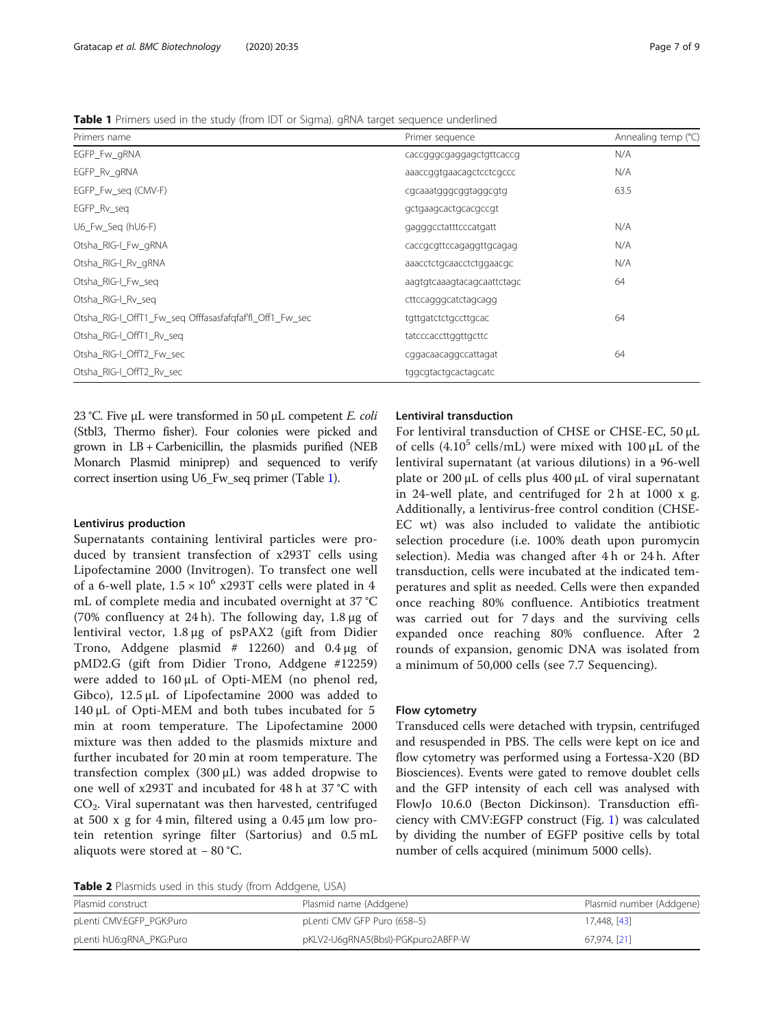**Table 1** Primers used in the study (from IDT or Sigma). gRNA target sequence underlined

| Primers name | Primer sequence | Annealing temp (°C) |
|---|---|---|
| EGFP_Fw_gRNA | caccgggcgaggagctgttcaccg | N/A |
| EGFP_Rv_gRNA | aaaccggtgaacagctcctcgccc | N/A |
| EGFP_Fw_seq (CMV-F) | cgcaaatgggcggtaggcgtg | 63.5 |
| EGFP_Rv_seq | gctgaagcactgcacgccgt | |
| U6_Fw_Seq (hU6-F) | gagggcctatttcccatgatt | N/A |
| Otsha_RIG-I_Fw_gRNA | caccgcgttccagaggttgcagag | N/A |
| Otsha_RIG-I_Rv_gRNA | aaacctctgcaacctctggaacgc | N/A |
| Otsha_RIG-I_Fw_seq | aagtgtcaaagtacagcaattctagc | 64 |
| Otsha_RIG-I_Rv_seq | cttccagggcatctagcagg | |
| Otsha_RIG-I_OffT1_Fw_seq Offfasasfafqfaf'fl_Off1_Fw_seq | tgttgatctctgccttgcac | 64 |
| Otsha_RIG-I_OffT1_Rv_seq | tatcccaccttggttgcttc | |
| Otsha_RIG-I_OffT2_Fw_sec | cggacaacaggccattagat | 64 |
| Otsha_RIG-I_OffT2_Rv_sec | tggcgtactgcactagcatc | |

23 °C. Five μL were transformed in 50 μL competent *E. coli* (Stbl3, Thermo fisher). Four colonies were picked and grown in LB + Carbenicillin, the plasmids purified (NEB Monarch Plasmid miniprep) and sequenced to verify correct insertion using U6_Fw_seq primer (Table 1).

### Lentivirus production

Supernatants containing lentiviral particles were produced by transient transfection of x293T cells using Lipofectamine 2000 (Invitrogen). To transfect one well of a 6-well plate, $1.5 \times 10^6$ x293T cells were plated in 4 mL of complete media and incubated overnight at 37 °C (70% confluency at 24 h). The following day, 1.8 μg of lentiviral vector, 1.8 μg of psPAX2 (gift from Didier Trono, Addgene plasmid # 12260) and 0.4 μg of pMD2.G (gift from Didier Trono, Addgene #12259) were added to 160 μL of Opti-MEM (no phenol red, Gibco), 12.5 μL of Lipofectamine 2000 was added to 140 μL of Opti-MEM and both tubes incubated for 5 min at room temperature. The Lipofectamine 2000 mixture was then added to the plasmids mixture and further incubated for 20 min at room temperature. The transfection complex (300 μL) was added dropwise to one well of x293T and incubated for 48 h at 37 °C with $CO_2$. Viral supernatant was then harvested, centrifuged at 500 x g for 4 min, filtered using a 0.45 μm low protein retention syringe filter (Sartorius) and 0.5 mL aliquots were stored at − 80 °C.

### Lentiviral transduction

For lentiviral transduction of CHSE or CHSE-EC, 50 μL of cells ($4.10^5$ cells/mL) were mixed with 100 μL of the lentiviral supernatant (at various dilutions) in a 96-well plate or 200 μL of cells plus 400 μL of viral supernatant in 24-well plate, and centrifuged for 2 h at 1000 x g. Additionally, a lentivirus-free control condition (CHSE-EC wt) was also included to validate the antibiotic selection procedure (i.e. 100% death upon puromycin selection). Media was changed after 4 h or 24 h. After transduction, cells were incubated at the indicated temperatures and split as needed. Cells were then expanded once reaching 80% confluence. Antibiotics treatment was carried out for 7 days and the surviving cells expanded once reaching 80% confluence. After 2 rounds of expansion, genomic DNA was isolated from a minimum of 50,000 cells (see 7.7 Sequencing).

### Flow cytometry

Transduced cells were detached with trypsin, centrifuged and resuspended in PBS. The cells were kept on ice and flow cytometry was performed using a Fortessa-X20 (BD Biosciences). Events were gated to remove doublet cells and the GFP intensity of each cell was analysed with FlowJo 10.6.0 (Becton Dickinson). Transduction efficiency with CMV:EGFP construct (Fig. 1) was calculated by dividing the number of EGFP positive cells by total number of cells acquired (minimum 5000 cells).

**Table 2** Plasmids used in this study (from Addgene, USA)

| Plasmid construct | Plasmid name (Addgene) | Plasmid number (Addgene) |
|---|---|---|
| pLenti CMV:EGFP_PGK:Puro | pLenti CMV GFP Puro (658–5) | 17,448, [43] |
| pLenti hU6:gRNA_PKG:Puro | pKLV2-U6gRNA5(BbsI)-PGKpuro2ABFP-W | 67,974, [21] |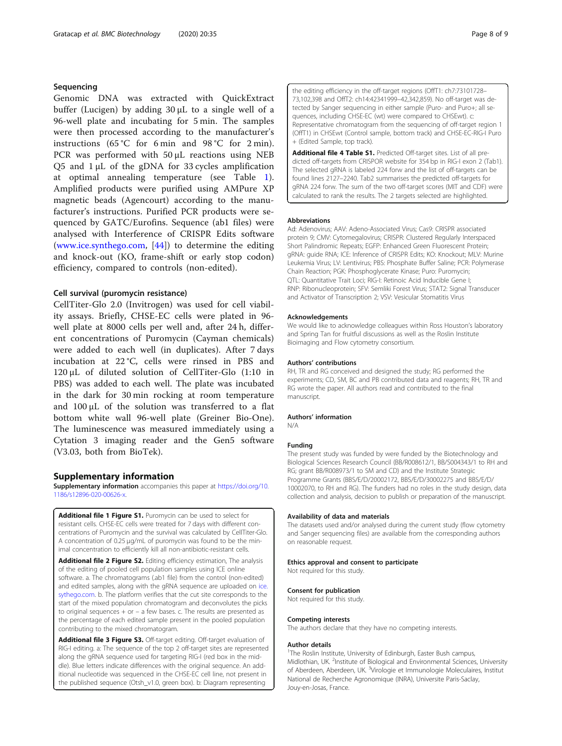## Sequencing

Genomic DNA was extracted with QuickExtract buffer (Lucigen) by adding 30 μL to a single well of a 96-well plate and incubating for 5 min. The samples were then processed according to the manufacturer's instructions (65 °C for 6 min and 98 °C for 2 min). PCR was performed with 50 μL reactions using NEB Q5 and 1 μL of the gDNA for 33 cycles amplification at optimal annealing temperature (see Table 1). Amplified products were purified using AMPure XP magnetic beads (Agencourt) according to the manufacturer's instructions. Purified PCR products were sequenced by GATC/Eurofins. Sequence (ab1 files) were analysed with Interference of CRISPR Edits software (www.ice.synthego.com, [44]) to determine the editing and knock-out (KO, frame-shift or early stop codon) efficiency, compared to controls (non-edited).

## Cell survival (puromycin resistance)

CellTiter-Glo 2.0 (Invitrogen) was used for cell viability assays. Briefly, CHSE-EC cells were plated in 96-well plate at 8000 cells per well and, after 24 h, different concentrations of Puromycin (Cayman chemicals) were added to each well (in duplicates). After 7 days incubation at 22 °C, cells were rinsed in PBS and 120 μL of diluted solution of CellTiter-Glo (1:10 in PBS) was added to each well. The plate was incubated in the dark for 30 min rocking at room temperature and 100 μL of the solution was transferred to a flat bottom white wall 96-well plate (Greiner Bio-One). The luminescence was measured immediately using a Cytation 3 imaging reader and the Gen5 software (V3.03, both from BioTek).

# Supplementary information

**Supplementary information** accompanies this paper at https://doi.org/10.1186/s12896-020-00626-x.

**Additional file 1 Figure S1.** Puromycin can be used to select for resistant cells. CHSE-EC cells were treated for 7 days with different concentrations of Puromycin and the survival was calculated by CellTiter-Glo. A concentration of 0.25 μg/mL of puromycin was found to be the minimal concentration to efficiently kill all non-antibiotic-resistant cells.

**Additional file 2 Figure S2.** Editing efficiency estimation, The analysis of the editing of pooled cell population samples using ICE online software. a. The chromatograms (.ab1 file) from the control (non-edited) and edited samples, along with the gRNA sequence are uploaded on ice.sythego.com. b. The platform verifies that the cut site corresponds to the start of the mixed population chromatogram and deconvolutes the picks to original sequences + or – a few bases. c. The results are presented as the percentage of each edited sample present in the pooled population contributing to the mixed chromatogram.

**Additional file 3 Figure S3.** Off-target editing. Off-target evaluation of RIG-I editing. a: The sequence of the top 2 off-target sites are represented along the gRNA sequence used for targeting RIG-I (red box in the middle). Blue letters indicate differences with the original sequence. An additional nucleotide was sequenced in the CHSE-EC cell line, not present in the published sequence (Otsh_v1.0, green box). b: Diagram representing the editing efficiency in the off-target regions (OffT1: ch7:73101728–73,102,398 and OffT2: ch14:42341999–42,342,859). No off-target was detected by Sanger sequencing in either sample (Puro- and Puro+; all sequences, including CHSE-EC (wt) were compared to CHSEwt). c: Representative chromatogram from the sequencing of off-target region 1 (OffT1) in CHSEwt (Control sample, bottom track) and CHSE-EC-RIG-I Puro + (Edited Sample, top track).

**Additional file 4 Table S1.** Predicted Off-target sites. List of all predicted off-targets from CRISPOR website for 354 bp in RIG-I exon 2 (Tab1). The selected gRNA is labeled 224 forw and the list of off-targets can be found lines 2127–2240. Tab2 summarises the predicted off-targets for gRNA 224 forw. The sum of the two off-target scores (MIT and CDF) were calculated to rank the results. The 2 targets selected are highlighted.

### Abbreviations

Ad: Adenovirus; AAV: Adeno-Associated Virus; Cas9: CRISPR associated protein 9; CMV: Cytomegalovirus; CRISPR: Clustered Regularly Interspaced Short Palindromic Repeats; EGFP: Enhanced Green Fluorescent Protein; gRNA: guide RNA; ICE: Inference of CRISPR Edits; KO: Knockout; MLV: Murine Leukemia Virus; LV: Lentivirus; PBS: Phosphate Buffer Saline; PCR: Polymerase Chain Reaction; PGK: Phosphoglycerate Kinase; Puro: Puromycin; QTL: Quantitative Trait Loci; RIG-I: Retinoic Acid Inducible Gene I; RNP: Ribonucleoprotein; SFV: Semliki Forest Virus; STAT2: Signal Transducer and Activator of Transcription 2; VSV: Vesicular Stomatitis Virus

### Acknowledgements

We would like to acknowledge colleagues within Ross Houston's laboratory and Spring Tan for fruitful discussions as well as the Roslin Institute Bioimaging and Flow cytometry consortium.

### Authors' contributions

RH, TR and RG conceived and designed the study; RG performed the experiments; CD, SM, BC and PB contributed data and reagents; RH, TR and RG wrote the paper. All authors read and contributed to the final manuscript.

### Authors' information

N/A

### Funding

The present study was funded by were funded by the Biotechnology and Biological Sciences Research Council (BB/R008612/1, BB/S004343/1 to RH and RG; grant BB/R008973/1 to SM and CD) and the Institute Strategic Programme Grants (BBS/E/D/20002172, BBS/E/D/30002275 and BBS/E/D/10002070, to RH and RG). The funders had no roles in the study design, data collection and analysis, decision to publish or preparation of the manuscript.

### Availability of data and materials

The datasets used and/or analysed during the current study (flow cytometry and Sanger sequencing files) are available from the corresponding authors on reasonable request.

### Ethics approval and consent to participate

Not required for this study.

### Consent for publication

Not required for this study.

### Competing interests

The authors declare that they have no competing interests.

### Author details

[1]The Roslin Institute, University of Edinburgh, Easter Bush campus, Midlothian, UK. [2]Institute of Biological and Environmental Sciences, University of Aberdeen, Aberdeen, UK. [3]Virologie et Immunologie Moleculaires, Institut National de Recherche Agronomique (INRA), Universite Paris-Saclay, Jouy-en-Josas, France.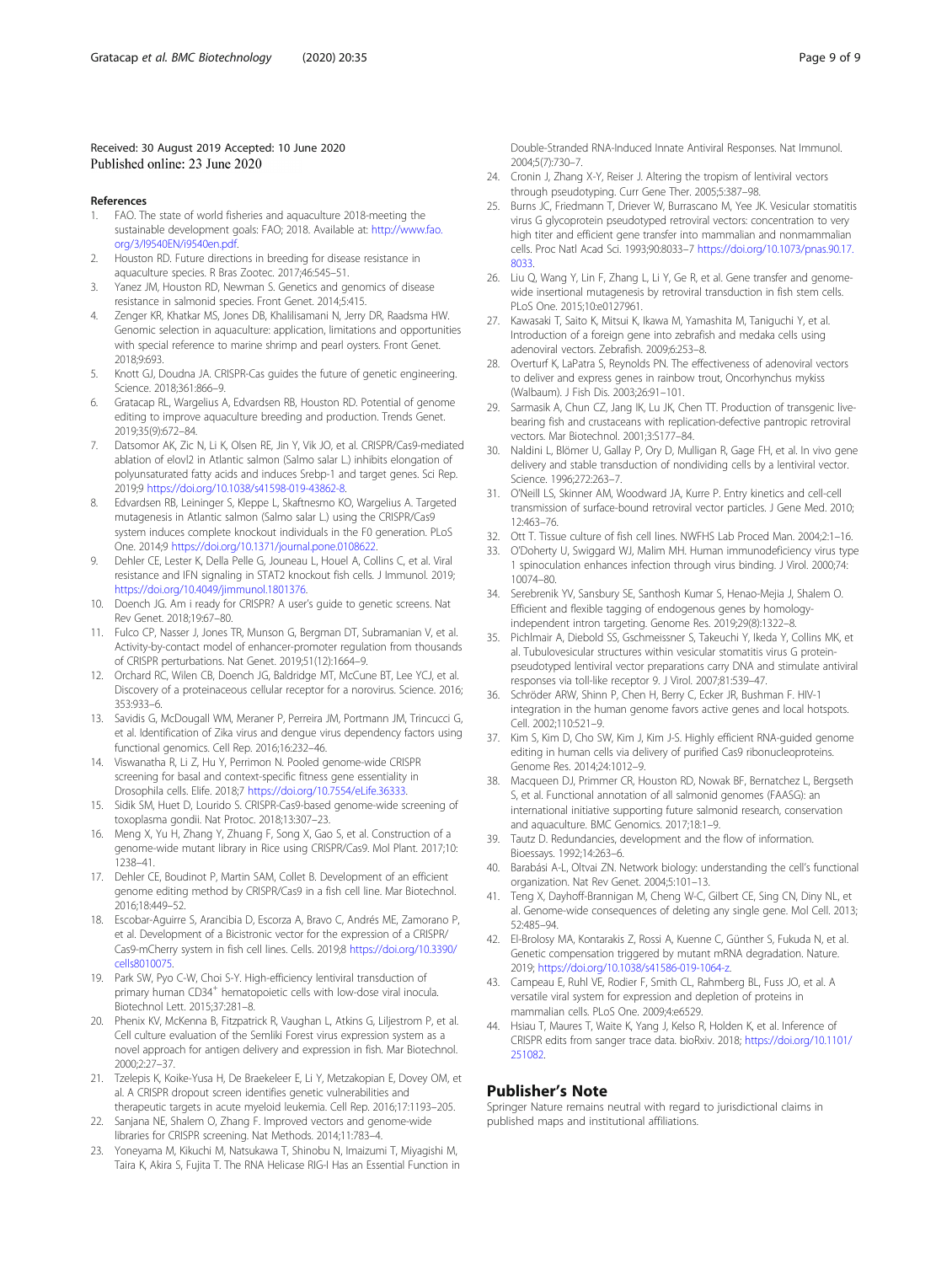Received: 30 August 2019 Accepted: 10 June 2020
Published online: 23 June 2020

## References

1. FAO. The state of world fisheries and aquaculture 2018-meeting the sustainable development goals: FAO; 2018. Available at: http://www.fao.org/3/I9540EN/i9540en.pdf.
2. Houston RD. Future directions in breeding for disease resistance in aquaculture species. R Bras Zootec. 2017;46:545–51.
3. Yanez JM, Houston RD, Newman S. Genetics and genomics of disease resistance in salmonid species. Front Genet. 2014;5:415.
4. Zenger KR, Khatkar MS, Jones DB, Khalilisamani N, Jerry DR, Raadsma HW. Genomic selection in aquaculture: application, limitations and opportunities with special reference to marine shrimp and pearl oysters. Front Genet. 2018;9:693.
5. Knott GJ, Doudna JA. CRISPR-Cas guides the future of genetic engineering. Science. 2018;361:866–9.
6. Gratacap RL, Wargelius A, Edvardsen RB, Houston RD. Potential of genome editing to improve aquaculture breeding and production. Trends Genet. 2019;35(9):672–84.
7. Datsomor AK, Zic N, Li K, Olsen RE, Jin Y, Vik JO, et al. CRISPR/Cas9-mediated ablation of elovl2 in Atlantic salmon (Salmo salar L.) inhibits elongation of polyunsaturated fatty acids and induces Srebp-1 and target genes. Sci Rep. 2019;9 https://doi.org/10.1038/s41598-019-43862-8.
8. Edvardsen RB, Leininger S, Kleppe L, Skaftnesmo KO, Wargelius A. Targeted mutagenesis in Atlantic salmon (Salmo salar L.) using the CRISPR/Cas9 system induces complete knockout individuals in the F0 generation. PLoS One. 2014;9 https://doi.org/10.1371/journal.pone.0108622.
9. Dehler CE, Lester K, Della Pelle G, Jouneau L, Houel A, Collins C, et al. Viral resistance and IFN signaling in STAT2 knockout fish cells. J Immunol. 2019; https://doi.org/10.4049/jimmunol.1801376.
10. Doench JG. Am i ready for CRISPR? A user's guide to genetic screens. Nat Rev Genet. 2018;19:67–80.
11. Fulco CP, Nasser J, Jones TR, Munson G, Bergman DT, Subramanian V, et al. Activity-by-contact model of enhancer-promoter regulation from thousands of CRISPR perturbations. Nat Genet. 2019;51(12):1664–9.
12. Orchard RC, Wilen CB, Doench JG, Baldridge MT, McCune BT, Lee YCJ, et al. Discovery of a proteinaceous cellular receptor for a norovirus. Science. 2016; 353:933–6.
13. Savidis G, McDougall WM, Meraner P, Perreira JM, Portmann JM, Trincucci G, et al. Identification of Zika virus and dengue virus dependency factors using functional genomics. Cell Rep. 2016;16:232–46.
14. Viswanatha R, Li Z, Hu Y, Perrimon N. Pooled genome-wide CRISPR screening for basal and context-specific fitness gene essentiality in Drosophila cells. Elife. 2018;7 https://doi.org/10.7554/eLife.36333.
15. Sidik SM, Huet D, Lourido S. CRISPR-Cas9-based genome-wide screening of toxoplasma gondii. Nat Protoc. 2018;13:307–23.
16. Meng X, Yu H, Zhang Y, Zhuang F, Song X, Gao S, et al. Construction of a genome-wide mutant library in Rice using CRISPR/Cas9. Mol Plant. 2017;10: 1238–41.
17. Dehler CE, Boudinot P, Martin SAM, Collet B. Development of an efficient genome editing method by CRISPR/Cas9 in a fish cell line. Mar Biotechnol. 2016;18:449–52.
18. Escobar-Aguirre S, Arancibia D, Escorza A, Bravo C, Andrés ME, Zamorano P, et al. Development of a Bicistronic vector for the expression of a CRISPR/Cas9-mCherry system in fish cell lines. Cells. 2019;8 https://doi.org/10.3390/cells8010075.
19. Park SW, Pyo C-W, Choi S-Y. High-efficiency lentiviral transduction of primary human CD34$^+$ hematopoietic cells with low-dose viral inocula. Biotechnol Lett. 2015;37:281–8.
20. Phenix KV, McKenna B, Fitzpatrick R, Vaughan L, Atkins G, Liljestrom P, et al. Cell culture evaluation of the Semliki Forest virus expression system as a novel approach for antigen delivery and expression in fish. Mar Biotechnol. 2000;2:27–37.
21. Tzelepis K, Koike-Yusa H, De Braekeleer E, Li Y, Metzakopian E, Dovey OM, et al. A CRISPR dropout screen identifies genetic vulnerabilities and therapeutic targets in acute myeloid leukemia. Cell Rep. 2016;17:1193–205.
22. Sanjana NE, Shalem O, Zhang F. Improved vectors and genome-wide libraries for CRISPR screening. Nat Methods. 2014;11:783–4.
23. Yoneyama M, Kikuchi M, Natsukawa T, Shinobu N, Imaizumi T, Miyagishi M, Taira K, Akira S, Fujita T. The RNA Helicase RIG-I Has an Essential Function in Double-Stranded RNA-Induced Innate Antiviral Responses. Nat Immunol. 2004;5(7):730–7.
24. Cronin J, Zhang X-Y, Reiser J. Altering the tropism of lentiviral vectors through pseudotyping. Curr Gene Ther. 2005;5:387–98.
25. Burns JC, Friedmann T, Driever W, Burrascano M, Yee JK. Vesicular stomatitis virus G glycoprotein pseudotyped retroviral vectors: concentration to very high titer and efficient gene transfer into mammalian and nonmammalian cells. Proc Natl Acad Sci. 1993;90:8033–7 https://doi.org/10.1073/pnas.90.17.8033.
26. Liu Q, Wang Y, Lin F, Zhang L, Li Y, Ge R, et al. Gene transfer and genome-wide insertional mutagenesis by retroviral transduction in fish stem cells. PLoS One. 2015;10:e0127961.
27. Kawasaki T, Saito K, Mitsui K, Ikawa M, Yamashita M, Taniguchi Y, et al. Introduction of a foreign gene into zebrafish and medaka cells using adenoviral vectors. Zebrafish. 2009;6:253–8.
28. Overturf K, LaPatra S, Reynolds PN. The effectiveness of adenoviral vectors to deliver and express genes in rainbow trout, Oncorhynchus mykiss (Walbaum). J Fish Dis. 2003;26:91–101.
29. Sarmasik A, Chun CZ, Jang IK, Lu JK, Chen TT. Production of transgenic live-bearing fish and crustaceans with replication-defective pantropic retroviral vectors. Mar Biotechnol. 2001;3:S177–84.
30. Naldini L, Blömer U, Gallay P, Ory D, Mulligan R, Gage FH, et al. In vivo gene delivery and stable transduction of nondividing cells by a lentiviral vector. Science. 1996;272:263–7.
31. O'Neill LS, Skinner AM, Woodward JA, Kurre P. Entry kinetics and cell-cell transmission of surface-bound retroviral vector particles. J Gene Med. 2010; 12:463–76.
32. Ott T. Tissue culture of fish cell lines. NWFHS Lab Proced Man. 2004;2:1–16.
33. O'Doherty U, Swiggard WJ, Malim MH. Human immunodeficiency virus type 1 spinoculation enhances infection through virus binding. J Virol. 2000;74: 10074–80.
34. Serebrenik YV, Sansbury SE, Santhosh Kumar S, Henao-Mejia J, Shalem O. Efficient and flexible tagging of endogenous genes by homology-independent intron targeting. Genome Res. 2019;29(8):1322–8.
35. Pichlmair A, Diebold SS, Gschmeissner S, Takeuchi Y, Ikeda Y, Collins MK, et al. Tubulovesicular structures within vesicular stomatitis virus G protein-pseudotyped lentiviral vector preparations carry DNA and stimulate antiviral responses via toll-like receptor 9. J Virol. 2007;81:539–47.
36. Schröder ARW, Shinn P, Chen H, Berry C, Ecker JR, Bushman F. HIV-1 integration in the human genome favors active genes and local hotspots. Cell. 2002;110:521–9.
37. Kim S, Kim D, Cho SW, Kim J, Kim J-S. Highly efficient RNA-guided genome editing in human cells via delivery of purified Cas9 ribonucleoproteins. Genome Res. 2014;24:1012–9.
38. Macqueen DJ, Primmer CR, Houston RD, Nowak BF, Bernatchez L, Bergseth S, et al. Functional annotation of all salmonid genomes (FAASG): an international initiative supporting future salmonid research, conservation and aquaculture. BMC Genomics. 2017;18:1–9.
39. Tautz D. Redundancies, development and the flow of information. Bioessays. 1992;14:263–6.
40. Barabási A-L, Oltvai ZN. Network biology: understanding the cell's functional organization. Nat Rev Genet. 2004;5:101–13.
41. Teng X, Dayhoff-Brannigan M, Cheng W-C, Gilbert CE, Sing CN, Diny NL, et al. Genome-wide consequences of deleting any single gene. Mol Cell. 2013; 52:485–94.
42. El-Brolosy MA, Kontarakis Z, Rossi A, Kuenne C, Günther S, Fukuda N, et al. Genetic compensation triggered by mutant mRNA degradation. Nature. 2019; https://doi.org/10.1038/s41586-019-1064-z.
43. Campeau E, Ruhl VE, Rodier F, Smith CL, Rahmberg BL, Fuss JO, et al. A versatile viral system for expression and depletion of proteins in mammalian cells. PLoS One. 2009;4:e6529.
44. Hsiau T, Maures T, Waite K, Yang J, Kelso R, Holden K, et al. Inference of CRISPR edits from sanger trace data. bioRxiv. 2018; https://doi.org/10.1101/251082.

## Publisher's Note

Springer Nature remains neutral with regard to jurisdictional claims in published maps and institutional affiliations.